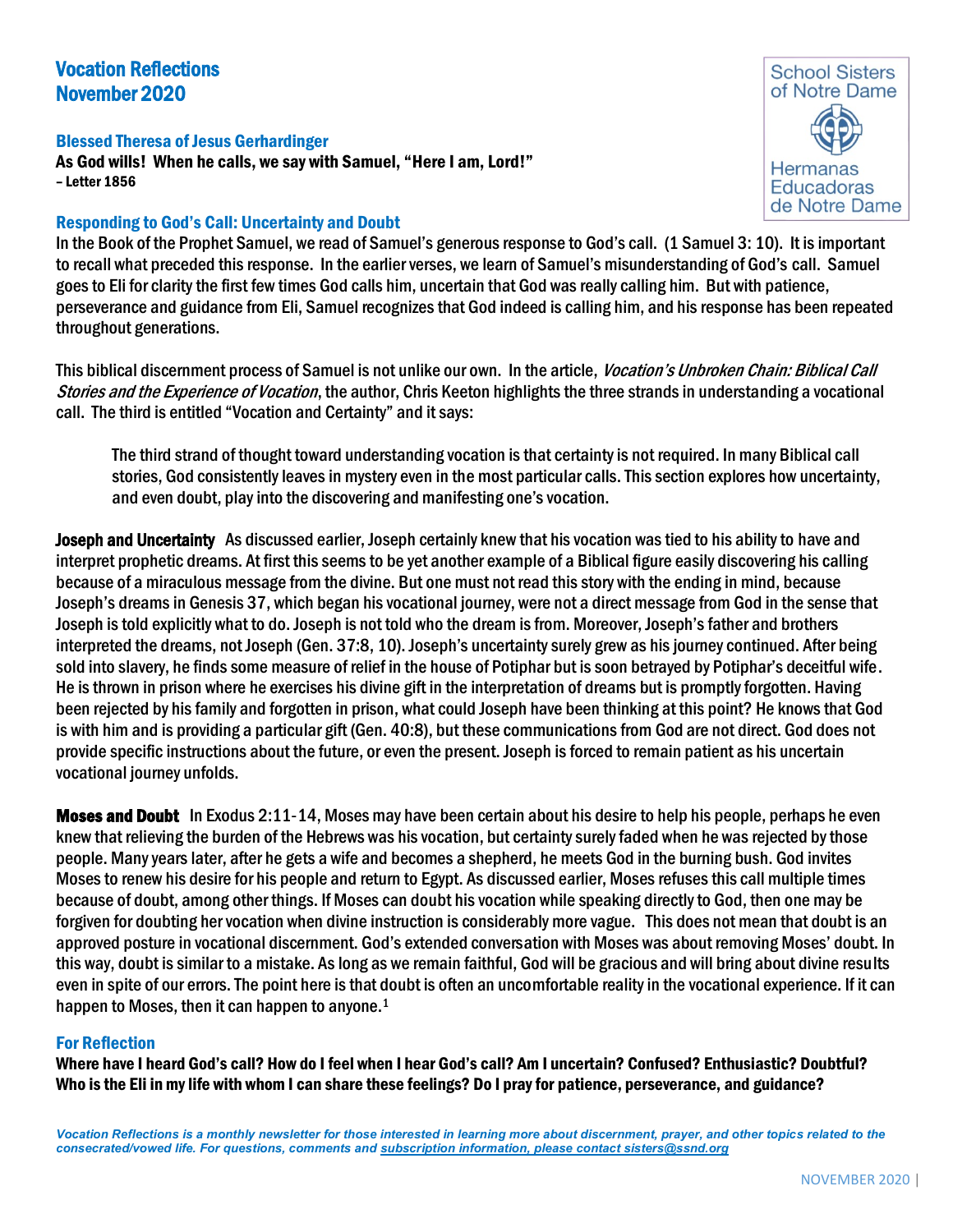# Vocation Reflections
# November 2020

School Sisters of Notre Dame
Hermanas Educadoras de Notre Dame

### Blessed Theresa of Jesus Gerhardinger

**As God wills! When he calls, we say with Samuel, "Here I am, Lord!"**
**– Letter 1856**

### Responding to God's Call: Uncertainty and Doubt

In the Book of the Prophet Samuel, we read of Samuel's generous response to God's call. (1 Samuel 3: 10). It is important to recall what preceded this response. In the earlier verses, we learn of Samuel's misunderstanding of God's call. Samuel goes to Eli for clarity the first few times God calls him, uncertain that God was really calling him. But with patience, perseverance and guidance from Eli, Samuel recognizes that God indeed is calling him, and his response has been repeated throughout generations.

This biblical discernment process of Samuel is not unlike our own. In the article, *Vocation's Unbroken Chain: Biblical Call Stories and the Experience of Vocation*, the author, Chris Keeton highlights the three strands in understanding a vocational call. The third is entitled "Vocation and Certainty" and it says:

> The third strand of thought toward understanding vocation is that certainty is not required. In many Biblical call stories, God consistently leaves in mystery even in the most particular calls. This section explores how uncertainty, and even doubt, play into the discovering and manifesting one's vocation.

**Joseph and Uncertainty** As discussed earlier, Joseph certainly knew that his vocation was tied to his ability to have and interpret prophetic dreams. At first this seems to be yet another example of a Biblical figure easily discovering his calling because of a miraculous message from the divine. But one must not read this story with the ending in mind, because Joseph's dreams in Genesis 37, which began his vocational journey, were not a direct message from God in the sense that Joseph is told explicitly what to do. Joseph is not told who the dream is from. Moreover, Joseph's father and brothers interpreted the dreams, not Joseph (Gen. 37:8, 10). Joseph's uncertainty surely grew as his journey continued. After being sold into slavery, he finds some measure of relief in the house of Potiphar but is soon betrayed by Potiphar's deceitful wife. He is thrown in prison where he exercises his divine gift in the interpretation of dreams but is promptly forgotten. Having been rejected by his family and forgotten in prison, what could Joseph have been thinking at this point? He knows that God is with him and is providing a particular gift (Gen. 40:8), but these communications from God are not direct. God does not provide specific instructions about the future, or even the present. Joseph is forced to remain patient as his uncertain vocational journey unfolds.

**Moses and Doubt** In Exodus 2:11-14, Moses may have been certain about his desire to help his people, perhaps he even knew that relieving the burden of the Hebrews was his vocation, but certainty surely faded when he was rejected by those people. Many years later, after he gets a wife and becomes a shepherd, he meets God in the burning bush. God invites Moses to renew his desire for his people and return to Egypt. As discussed earlier, Moses refuses this call multiple times because of doubt, among other things. If Moses can doubt his vocation while speaking directly to God, then one may be forgiven for doubting her vocation when divine instruction is considerably more vague. This does not mean that doubt is an approved posture in vocational discernment. God's extended conversation with Moses was about removing Moses' doubt. In this way, doubt is similar to a mistake. As long as we remain faithful, God will be gracious and will bring about divine results even in spite of our errors. The point here is that doubt is often an uncomfortable reality in the vocational experience. If it can happen to Moses, then it can happen to anyone.[1]

### For Reflection

**Where have I heard God's call? How do I feel when I hear God's call? Am I uncertain? Confused? Enthusiastic? Doubtful? Who is the Eli in my life with whom I can share these feelings? Do I pray for patience, perseverance, and guidance?**

*Vocation Reflections is a monthly newsletter for those interested in learning more about discernment, prayer, and other topics related to the consecrated/vowed life. For questions, comments and subscription information, please contact sisters@ssnd.org*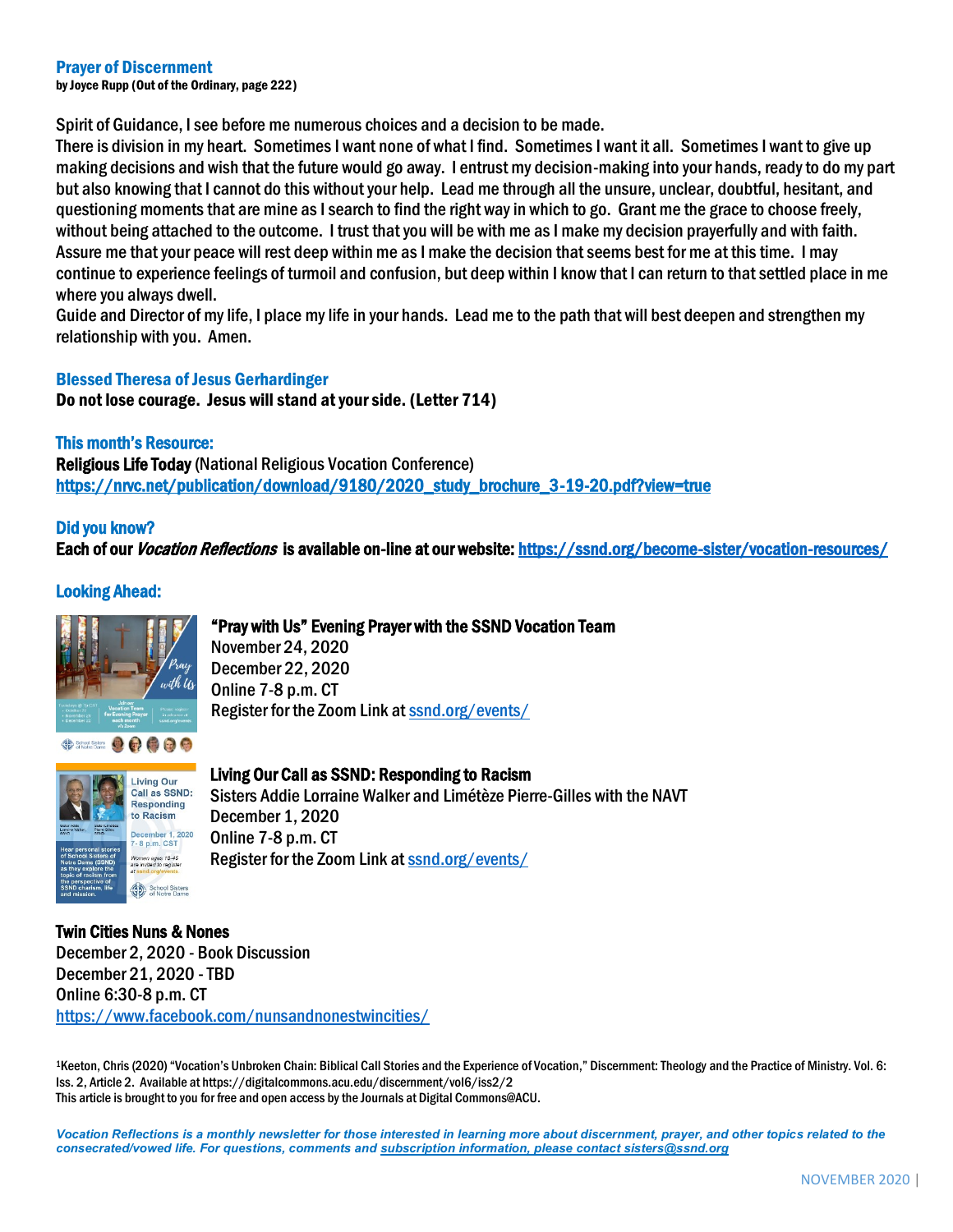## Prayer of Discernment

**by Joyce Rupp (Out of the Ordinary, page 222)**

Spirit of Guidance, I see before me numerous choices and a decision to be made.
There is division in my heart. Sometimes I want none of what I find. Sometimes I want it all. Sometimes I want to give up making decisions and wish that the future would go away. I entrust my decision-making into your hands, ready to do my part but also knowing that I cannot do this without your help. Lead me through all the unsure, unclear, doubtful, hesitant, and questioning moments that are mine as I search to find the right way in which to go. Grant me the grace to choose freely, without being attached to the outcome. I trust that you will be with me as I make my decision prayerfully and with faith. Assure me that your peace will rest deep within me as I make the decision that seems best for me at this time. I may continue to experience feelings of turmoil and confusion, but deep within I know that I can return to that settled place in me where you always dwell.
Guide and Director of my life, I place my life in your hands. Lead me to the path that will best deepen and strengthen my relationship with you. Amen.

## Blessed Theresa of Jesus Gerhardinger

**Do not lose courage. Jesus will stand at your side. (Letter 714)**

## This month's Resource:

**Religious Life Today** (National Religious Vocation Conference)
https://nrvc.net/publication/download/9180/2020_study_brochure_3-19-20.pdf?view=true

## Did you know?

**Each of our *Vocation Reflections* is available on-line at our website: https://ssnd.org/become-sister/vocation-resources/**

## Looking Ahead:

**"Pray with Us" Evening Prayer with the SSND Vocation Team**
November 24, 2020
December 22, 2020
Online 7-8 p.m. CT
Register for the Zoom Link at ssnd.org/events/

**Living Our Call as SSND: Responding to Racism**
Sisters Addie Lorraine Walker and Limétèze Pierre-Gilles with the NAVT
December 1, 2020
Online 7-8 p.m. CT
Register for the Zoom Link at ssnd.org/events/

**Twin Cities Nuns & Nones**
December 2, 2020 - Book Discussion
December 21, 2020 - TBD
Online 6:30-8 p.m. CT
https://www.facebook.com/nunsandnonestwincities/

[1] Keeton, Chris (2020) "Vocation's Unbroken Chain: Biblical Call Stories and the Experience of Vocation," Discernment: Theology and the Practice of Ministry. Vol. 6: Iss. 2, Article 2. Available at https://digitalcommons.acu.edu/discernment/vol6/iss2/2
This article is brought to you for free and open access by the Journals at Digital Commons@ACU.

***Vocation Reflections is a monthly newsletter for those interested in learning more about discernment, prayer, and other topics related to the consecrated/vowed life. For questions, comments and subscription information, please contact sisters@ssnd.org***